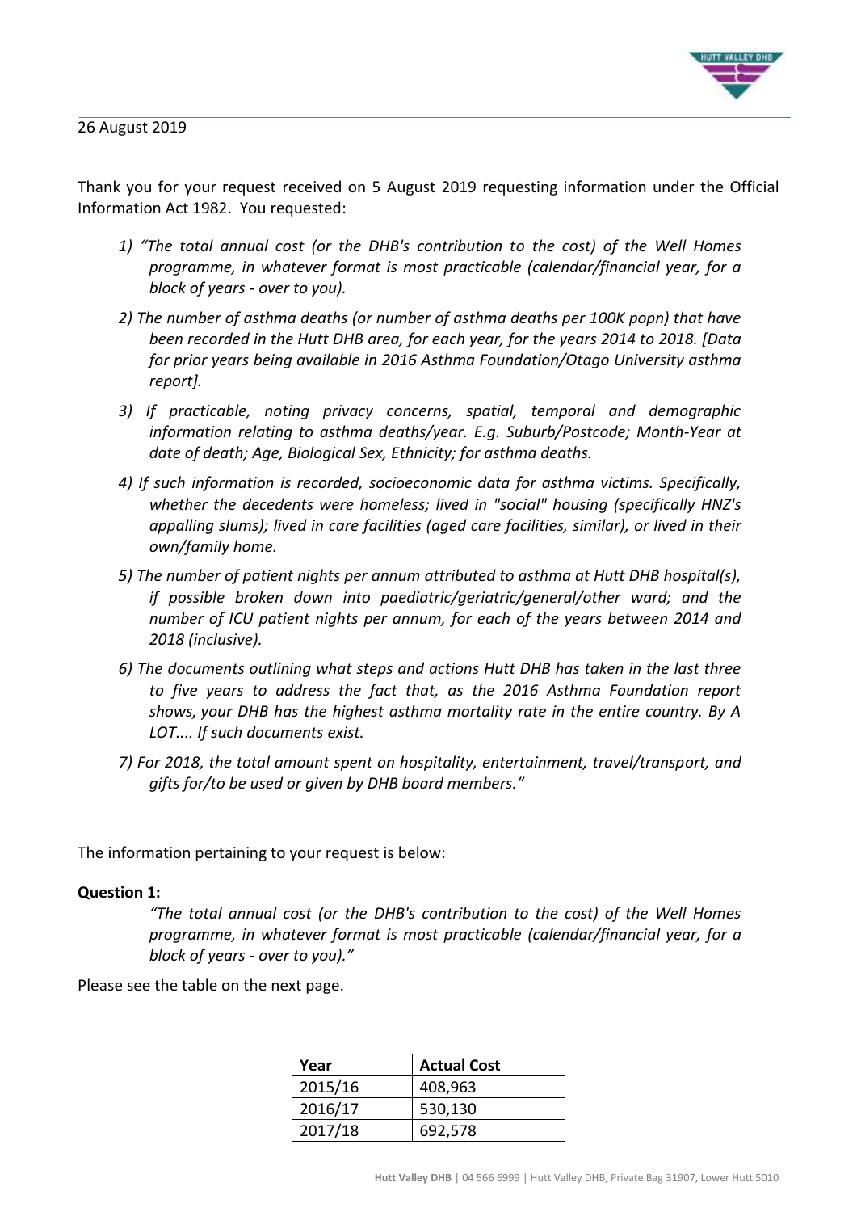26 August 2019

Thank you for your request received on 5 August 2019 requesting information under the Official Information Act 1982. You requested:

1) *"The total annual cost (or the DHB's contribution to the cost) of the Well Homes programme, in whatever format is most practicable (calendar/financial year, for a block of years - over to you).*

2) *The number of asthma deaths (or number of asthma deaths per 100K popn) that have been recorded in the Hutt DHB area, for each year, for the years 2014 to 2018. [Data for prior years being available in 2016 Asthma Foundation/Otago University asthma report].*

3) *If practicable, noting privacy concerns, spatial, temporal and demographic information relating to asthma deaths/year. E.g. Suburb/Postcode; Month-Year at date of death; Age, Biological Sex, Ethnicity; for asthma deaths.*

4) *If such information is recorded, socioeconomic data for asthma victims. Specifically, whether the decedents were homeless; lived in "social" housing (specifically HNZ's appalling slums); lived in care facilities (aged care facilities, similar), or lived in their own/family home.*

5) *The number of patient nights per annum attributed to asthma at Hutt DHB hospital(s), if possible broken down into paediatric/geriatric/general/other ward; and the number of ICU patient nights per annum, for each of the years between 2014 and 2018 (inclusive).*

6) *The documents outlining what steps and actions Hutt DHB has taken in the last three to five years to address the fact that, as the 2016 Asthma Foundation report shows, your DHB has the highest asthma mortality rate in the entire country. By A LOT.... If such documents exist.*

7) *For 2018, the total amount spent on hospitality, entertainment, travel/transport, and gifts for/to be used or given by DHB board members."*

The information pertaining to your request is below:

**Question 1:**

*"The total annual cost (or the DHB's contribution to the cost) of the Well Homes programme, in whatever format is most practicable (calendar/financial year, for a block of years - over to you)."*

Please see the table on the next page.

| Year | Actual Cost |
|---|---|
| 2015/16 | 408,963 |
| 2016/17 | 530,130 |
| 2017/18 | 692,578 |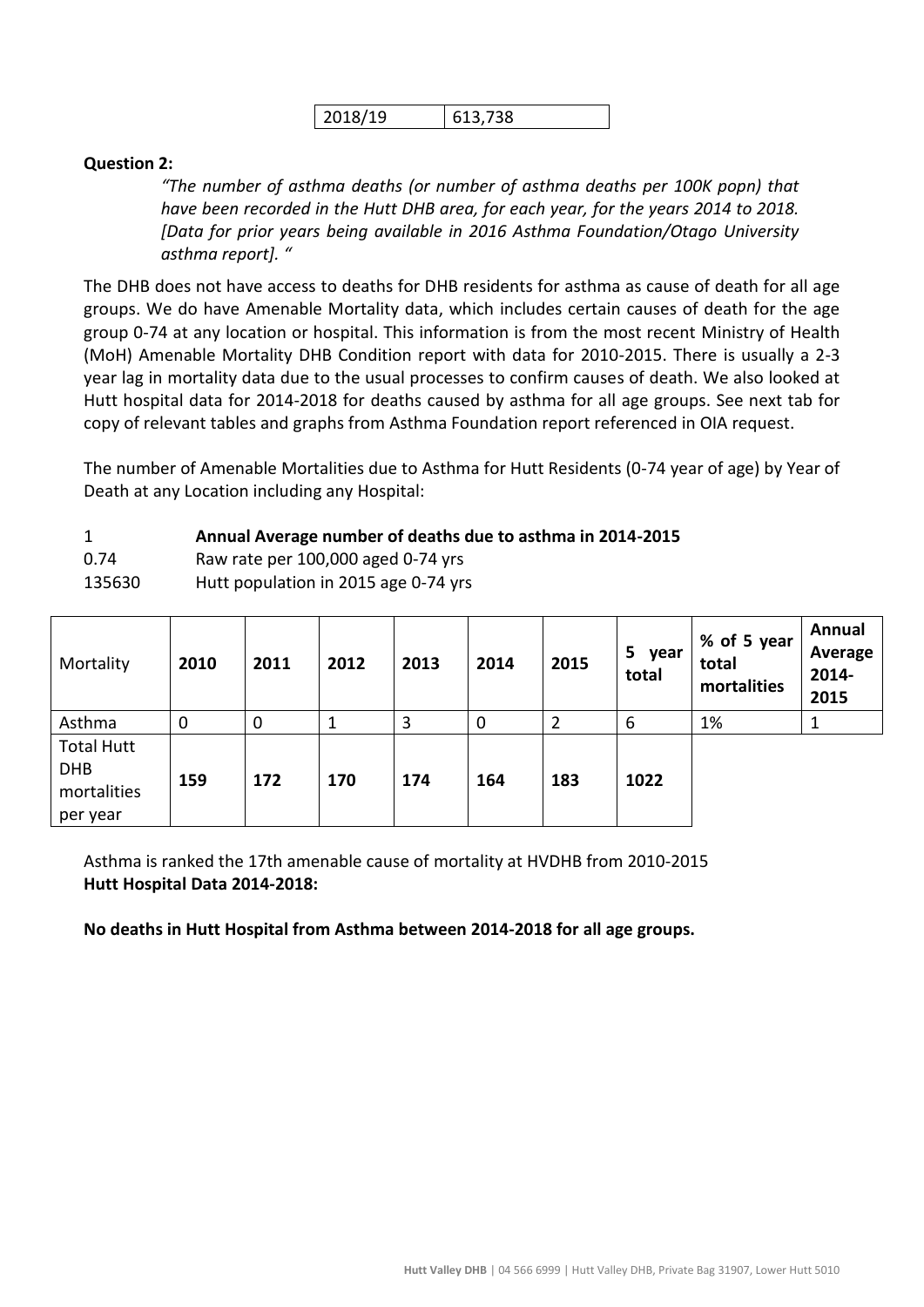| 2018/19 | 613,738 |
|---|---|

**Question 2:**

*"The number of asthma deaths (or number of asthma deaths per 100K popn) that have been recorded in the Hutt DHB area, for each year, for the years 2014 to 2018. [Data for prior years being available in 2016 Asthma Foundation/Otago University asthma report]. "*

The DHB does not have access to deaths for DHB residents for asthma as cause of death for all age groups. We do have Amenable Mortality data, which includes certain causes of death for the age group 0-74 at any location or hospital. This information is from the most recent Ministry of Health (MoH) Amenable Mortality DHB Condition report with data for 2010-2015. There is usually a 2-3 year lag in mortality data due to the usual processes to confirm causes of death. We also looked at Hutt hospital data for 2014-2018 for deaths caused by asthma for all age groups. See next tab for copy of relevant tables and graphs from Asthma Foundation report referenced in OIA request.

The number of Amenable Mortalities due to Asthma for Hutt Residents (0-74 year of age) by Year of Death at any Location including any Hospital:

| | |
|---|---|
| 1 | **Annual Average number of deaths due to asthma in 2014-2015** |
| 0.74 | Raw rate per 100,000 aged 0-74 yrs |
| 135630 | Hutt population in 2015 age 0-74 yrs |

| Mortality | 2010 | 2011 | 2012 | 2013 | 2014 | 2015 | 5 year total | % of 5 year total mortalities | Annual Average 2014-2015 |
|---|---|---|---|---|---|---|---|---|---|
| Asthma | 0 | 0 | 1 | 3 | 0 | 2 | 6 | 1% | 1 |
| Total Hutt DHB mortalities per year | **159** | **172** | **170** | **174** | **164** | **183** | **1022** | | |

Asthma is ranked the 17th amenable cause of mortality at HVDHB from 2010-2015

**Hutt Hospital Data 2014-2018:**

**No deaths in Hutt Hospital from Asthma between 2014-2018 for all age groups.**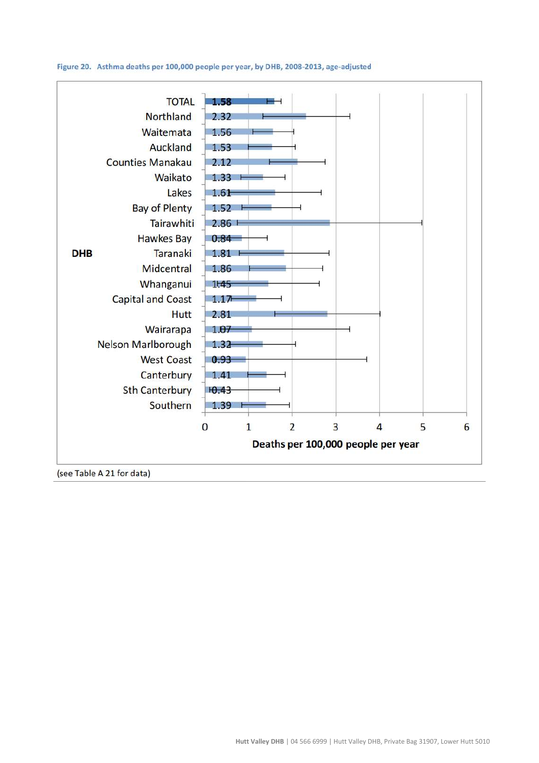Figure 20. Asthma deaths per 100,000 people per year, by DHB, 2008-2013, age-adjusted

| DHB | Deaths per 100,000 people per year |
|---|---|
| TOTAL | 1.58 |
| Northland | 2.32 |
| Waitemata | 1.56 |
| Auckland | 1.53 |
| Counties Manakau | 2.12 |
| Waikato | 1.33 |
| Lakes | 1.61 |
| Bay of Plenty | 1.52 |
| Tairawhiti | 2.86 |
| Hawkes Bay | 0.84 |
| Taranaki | 1.81 |
| Midcentral | 1.86 |
| Whanganui | 1.45 |
| Capital and Coast | 1.17 |
| Hutt | 2.81 |
| Wairarapa | 1.07 |
| Nelson Marlborough | 1.32 |
| West Coast | 0.93 |
| Canterbury | 1.41 |
| Sth Canterbury | 0.43 |
| Southern | 1.39 |

(see Table A 21 for data)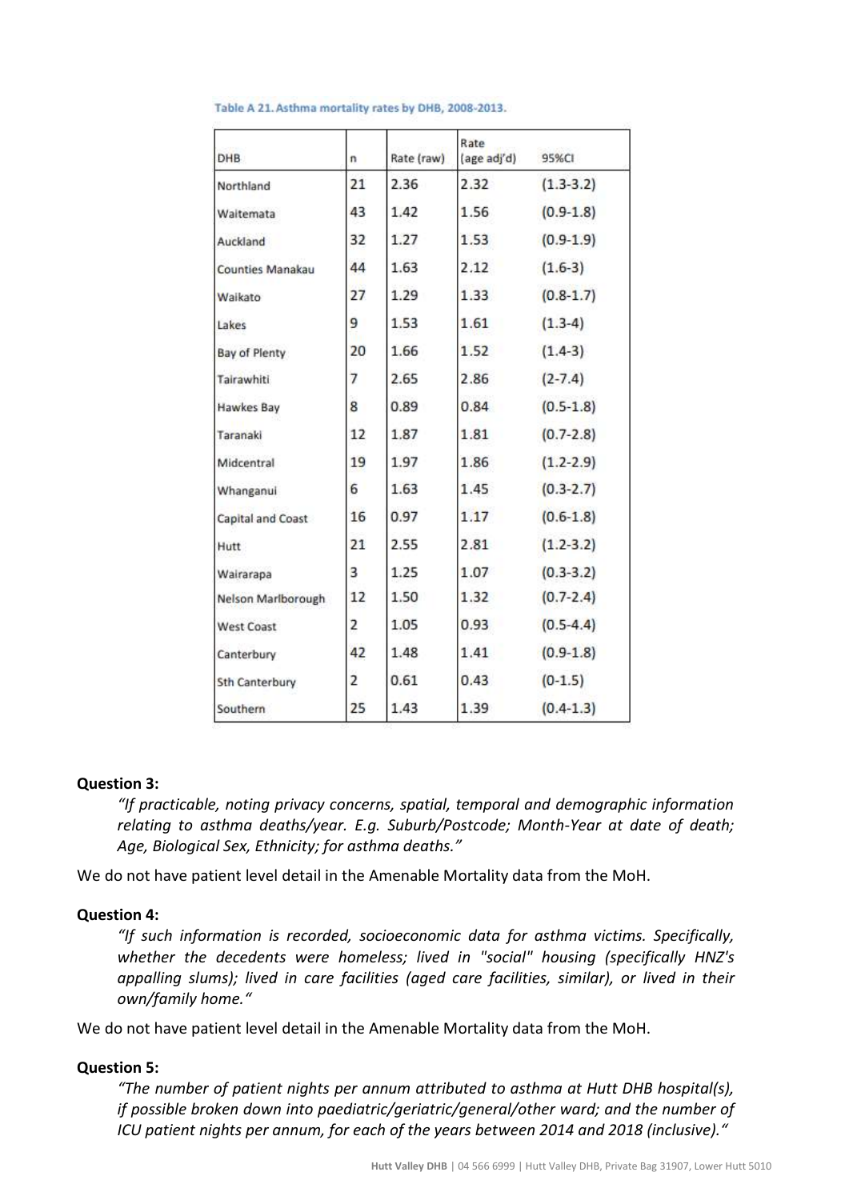Table A 21. Asthma mortality rates by DHB, 2008-2013.

| DHB | n | Rate (raw) | Rate (age adj'd) | 95%CI |
|---|---|---|---|---|
| Northland | 21 | 2.36 | 2.32 | (1.3-3.2) |
| Waitemata | 43 | 1.42 | 1.56 | (0.9-1.8) |
| Auckland | 32 | 1.27 | 1.53 | (0.9-1.9) |
| Counties Manakau | 44 | 1.63 | 2.12 | (1.6-3) |
| Waikato | 27 | 1.29 | 1.33 | (0.8-1.7) |
| Lakes | 9 | 1.53 | 1.61 | (1.3-4) |
| Bay of Plenty | 20 | 1.66 | 1.52 | (1.4-3) |
| Tairawhiti | 7 | 2.65 | 2.86 | (2-7.4) |
| Hawkes Bay | 8 | 0.89 | 0.84 | (0.5-1.8) |
| Taranaki | 12 | 1.87 | 1.81 | (0.7-2.8) |
| Midcentral | 19 | 1.97 | 1.86 | (1.2-2.9) |
| Whanganui | 6 | 1.63 | 1.45 | (0.3-2.7) |
| Capital and Coast | 16 | 0.97 | 1.17 | (0.6-1.8) |
| Hutt | 21 | 2.55 | 2.81 | (1.2-3.2) |
| Wairarapa | 3 | 1.25 | 1.07 | (0.3-3.2) |
| Nelson Marlborough | 12 | 1.50 | 1.32 | (0.7-2.4) |
| West Coast | 2 | 1.05 | 0.93 | (0.5-4.4) |
| Canterbury | 42 | 1.48 | 1.41 | (0.9-1.8) |
| Sth Canterbury | 2 | 0.61 | 0.43 | (0-1.5) |
| Southern | 25 | 1.43 | 1.39 | (0.4-1.3) |

**Question 3:**

> *"If practicable, noting privacy concerns, spatial, temporal and demographic information relating to asthma deaths/year. E.g. Suburb/Postcode; Month-Year at date of death; Age, Biological Sex, Ethnicity; for asthma deaths."*

We do not have patient level detail in the Amenable Mortality data from the MoH.

**Question 4:**

> *"If such information is recorded, socioeconomic data for asthma victims. Specifically, whether the decedents were homeless; lived in "social" housing (specifically HNZ's appalling slums); lived in care facilities (aged care facilities, similar), or lived in their own/family home."*

We do not have patient level detail in the Amenable Mortality data from the MoH.

**Question 5:**

> *"The number of patient nights per annum attributed to asthma at Hutt DHB hospital(s), if possible broken down into paediatric/geriatric/general/other ward; and the number of ICU patient nights per annum, for each of the years between 2014 and 2018 (inclusive)."*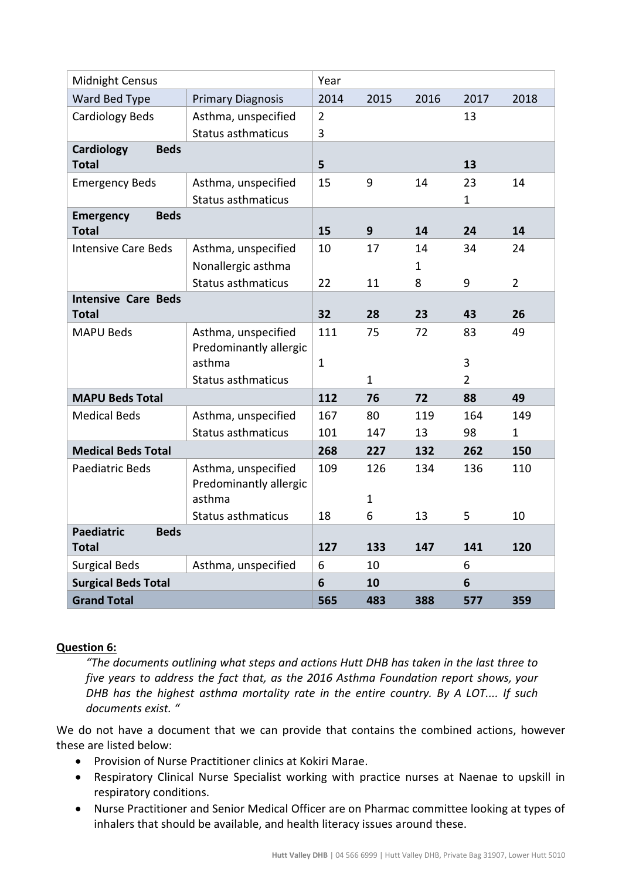| Midnight Census | | Year | | | | |
|---|---|---|---|---|---|---|
| Ward Bed Type | Primary Diagnosis | 2014 | 2015 | 2016 | 2017 | 2018 |
| Cardiology Beds | Asthma, unspecified | 2 | | | 13 | |
| | Status asthmaticus | 3 | | | | |
| **Cardiology Beds Total** | | **5** | | | **13** | |
| Emergency Beds | Asthma, unspecified | 15 | 9 | 14 | 23 | 14 |
| | Status asthmaticus | | | | 1 | |
| **Emergency Beds Total** | | **15** | **9** | **14** | **24** | **14** |
| Intensive Care Beds | Asthma, unspecified | 10 | 17 | 14 | 34 | 24 |
| | Nonallergic asthma | | | 1 | | |
| | Status asthmaticus | 22 | 11 | 8 | 9 | 2 |
| **Intensive Care Beds Total** | | **32** | **28** | **23** | **43** | **26** |
| MAPU Beds | Asthma, unspecified | 111 | 75 | 72 | 83 | 49 |
| | Predominantly allergic asthma | 1 | | | 3 | |
| | Status asthmaticus | | 1 | | 2 | |
| **MAPU Beds Total** | | **112** | **76** | **72** | **88** | **49** |
| Medical Beds | Asthma, unspecified | 167 | 80 | 119 | 164 | 149 |
| | Status asthmaticus | 101 | 147 | 13 | 98 | 1 |
| **Medical Beds Total** | | **268** | **227** | **132** | **262** | **150** |
| Paediatric Beds | Asthma, unspecified | 109 | 126 | 134 | 136 | 110 |
| | Predominantly allergic asthma | | 1 | | | |
| | Status asthmaticus | 18 | 6 | 13 | 5 | 10 |
| **Paediatric Beds Total** | | **127** | **133** | **147** | **141** | **120** |
| Surgical Beds | Asthma, unspecified | 6 | 10 | | 6 | |
| **Surgical Beds Total** | | **6** | **10** | | **6** | |
| **Grand Total** | | **565** | **483** | **388** | **577** | **359** |

**Question 6:**

*"The documents outlining what steps and actions Hutt DHB has taken in the last three to five years to address the fact that, as the 2016 Asthma Foundation report shows, your DHB has the highest asthma mortality rate in the entire country. By A LOT.... If such documents exist. "*

We do not have a document that we can provide that contains the combined actions, however these are listed below:

- Provision of Nurse Practitioner clinics at Kokiri Marae.
- Respiratory Clinical Nurse Specialist working with practice nurses at Naenae to upskill in respiratory conditions.
- Nurse Practitioner and Senior Medical Officer are on Pharmac committee looking at types of inhalers that should be available, and health literacy issues around these.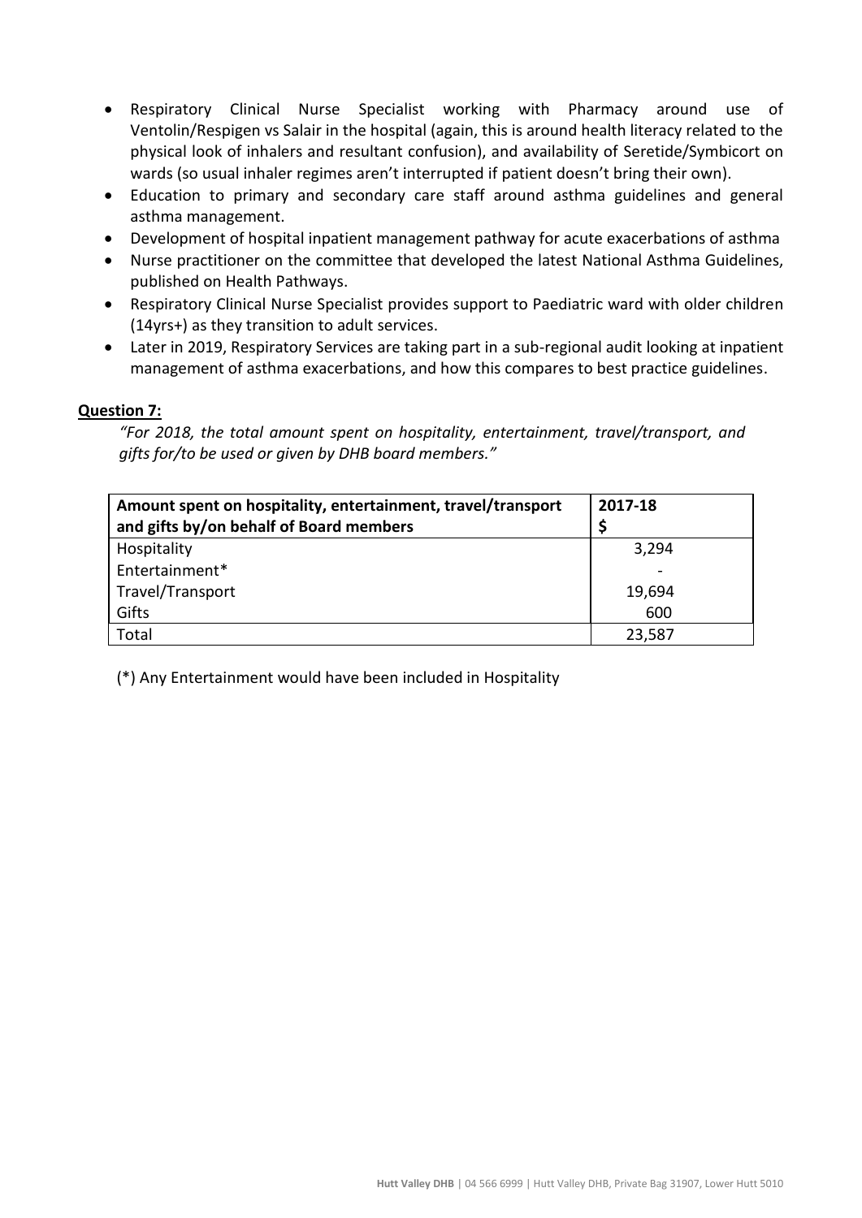- Respiratory Clinical Nurse Specialist working with Pharmacy around use of Ventolin/Respigen vs Salair in the hospital (again, this is around health literacy related to the physical look of inhalers and resultant confusion), and availability of Seretide/Symbicort on wards (so usual inhaler regimes aren't interrupted if patient doesn't bring their own).
- Education to primary and secondary care staff around asthma guidelines and general asthma management.
- Development of hospital inpatient management pathway for acute exacerbations of asthma
- Nurse practitioner on the committee that developed the latest National Asthma Guidelines, published on Health Pathways.
- Respiratory Clinical Nurse Specialist provides support to Paediatric ward with older children (14yrs+) as they transition to adult services.
- Later in 2019, Respiratory Services are taking part in a sub-regional audit looking at inpatient management of asthma exacerbations, and how this compares to best practice guidelines.

**Question 7:**

*"For 2018, the total amount spent on hospitality, entertainment, travel/transport, and gifts for/to be used or given by DHB board members."*

| Amount spent on hospitality, entertainment, travel/transport and gifts by/on behalf of Board members | 2017-18 $ |
|---|---|
| Hospitality | 3,294 |
| Entertainment* | - |
| Travel/Transport | 19,694 |
| Gifts | 600 |
| Total | 23,587 |

(*) Any Entertainment would have been included in Hospitality